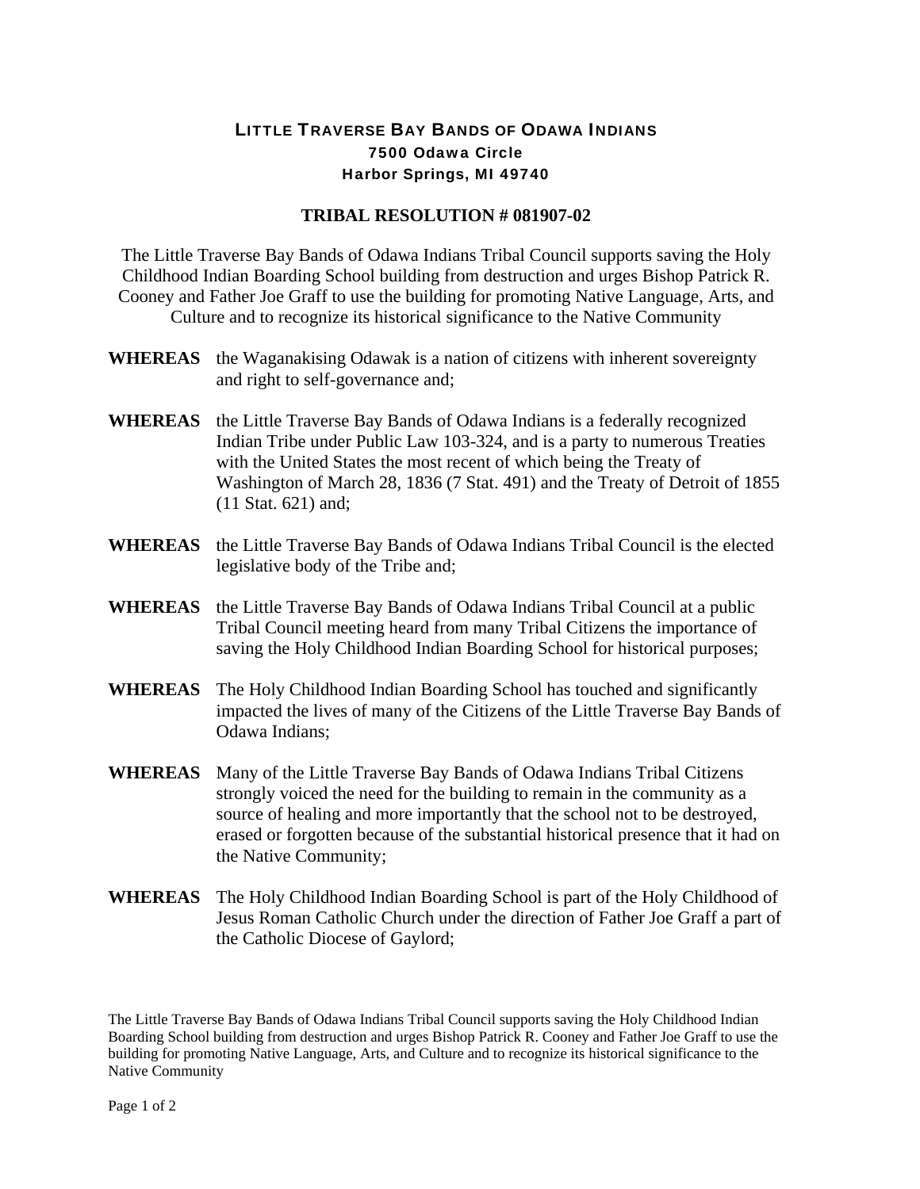# LITTLE TRAVERSE BAY BANDS OF ODAWA INDIANS

**7500 Odawa Circle**
**Harbor Springs, MI 49740**

## TRIBAL RESOLUTION # 081907-02

The Little Traverse Bay Bands of Odawa Indians Tribal Council supports saving the Holy Childhood Indian Boarding School building from destruction and urges Bishop Patrick R. Cooney and Father Joe Graff to use the building for promoting Native Language, Arts, and Culture and to recognize its historical significance to the Native Community

**WHEREAS** the Waganakising Odawak is a nation of citizens with inherent sovereignty and right to self-governance and;

**WHEREAS** the Little Traverse Bay Bands of Odawa Indians is a federally recognized Indian Tribe under Public Law 103-324, and is a party to numerous Treaties with the United States the most recent of which being the Treaty of Washington of March 28, 1836 (7 Stat. 491) and the Treaty of Detroit of 1855 (11 Stat. 621) and;

**WHEREAS** the Little Traverse Bay Bands of Odawa Indians Tribal Council is the elected legislative body of the Tribe and;

**WHEREAS** the Little Traverse Bay Bands of Odawa Indians Tribal Council at a public Tribal Council meeting heard from many Tribal Citizens the importance of saving the Holy Childhood Indian Boarding School for historical purposes;

**WHEREAS** The Holy Childhood Indian Boarding School has touched and significantly impacted the lives of many of the Citizens of the Little Traverse Bay Bands of Odawa Indians;

**WHEREAS** Many of the Little Traverse Bay Bands of Odawa Indians Tribal Citizens strongly voiced the need for the building to remain in the community as a source of healing and more importantly that the school not to be destroyed, erased or forgotten because of the substantial historical presence that it had on the Native Community;

**WHEREAS** The Holy Childhood Indian Boarding School is part of the Holy Childhood of Jesus Roman Catholic Church under the direction of Father Joe Graff a part of the Catholic Diocese of Gaylord;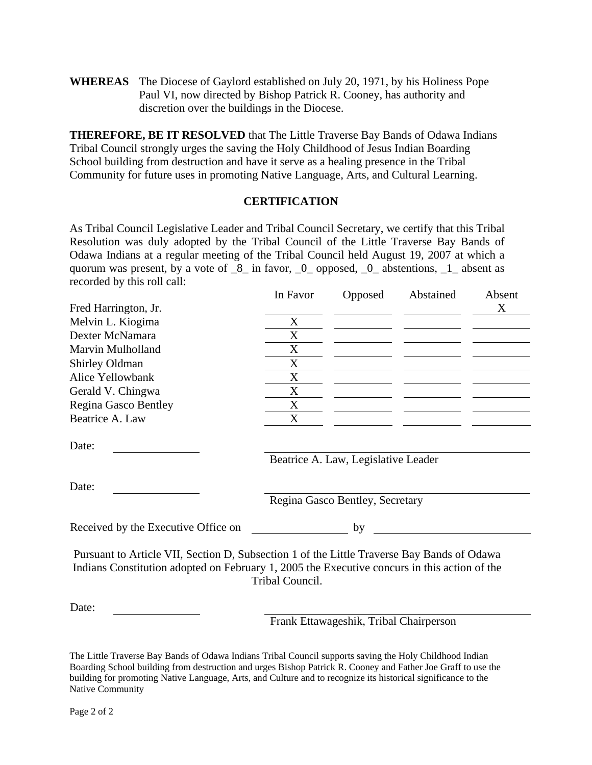**WHEREAS** The Diocese of Gaylord established on July 20, 1971, by his Holiness Pope Paul VI, now directed by Bishop Patrick R. Cooney, has authority and discretion over the buildings in the Diocese.

**THEREFORE, BE IT RESOLVED** that The Little Traverse Bay Bands of Odawa Indians Tribal Council strongly urges the saving the Holy Childhood of Jesus Indian Boarding School building from destruction and have it serve as a healing presence in the Tribal Community for future uses in promoting Native Language, Arts, and Cultural Learning.

## CERTIFICATION

As Tribal Council Legislative Leader and Tribal Council Secretary, we certify that this Tribal Resolution was duly adopted by the Tribal Council of the Little Traverse Bay Bands of Odawa Indians at a regular meeting of the Tribal Council held August 19, 2007 at which a quorum was present, by a vote of _8_ in favor, _0_ opposed, _0_ abstentions, _1_ absent as recorded by this roll call:

| | In Favor | Opposed | Abstained | Absent |
|---|---|---|---|---|
| Fred Harrington, Jr. | | | | X |
| Melvin L. Kiogima | X | | | |
| Dexter McNamara | X | | | |
| Marvin Mulholland | X | | | |
| Shirley Oldman | X | | | |
| Alice Yellowbank | X | | | |
| Gerald V. Chingwa | X | | | |
| Regina Gasco Bentley | X | | | |
| Beatrice A. Law | X | | | |

Date: ______________

______________________________
Beatrice A. Law, Legislative Leader

Date: ______________

______________________________
Regina Gasco Bentley, Secretary

Received by the Executive Office on ______________ by ______________________

Pursuant to Article VII, Section D, Subsection 1 of the Little Traverse Bay Bands of Odawa Indians Constitution adopted on February 1, 2005 the Executive concurs in this action of the Tribal Council.

Date: ______________

______________________________
Frank Ettawageshik, Tribal Chairperson

The Little Traverse Bay Bands of Odawa Indians Tribal Council supports saving the Holy Childhood Indian Boarding School building from destruction and urges Bishop Patrick R. Cooney and Father Joe Graff to use the building for promoting Native Language, Arts, and Culture and to recognize its historical significance to the Native Community